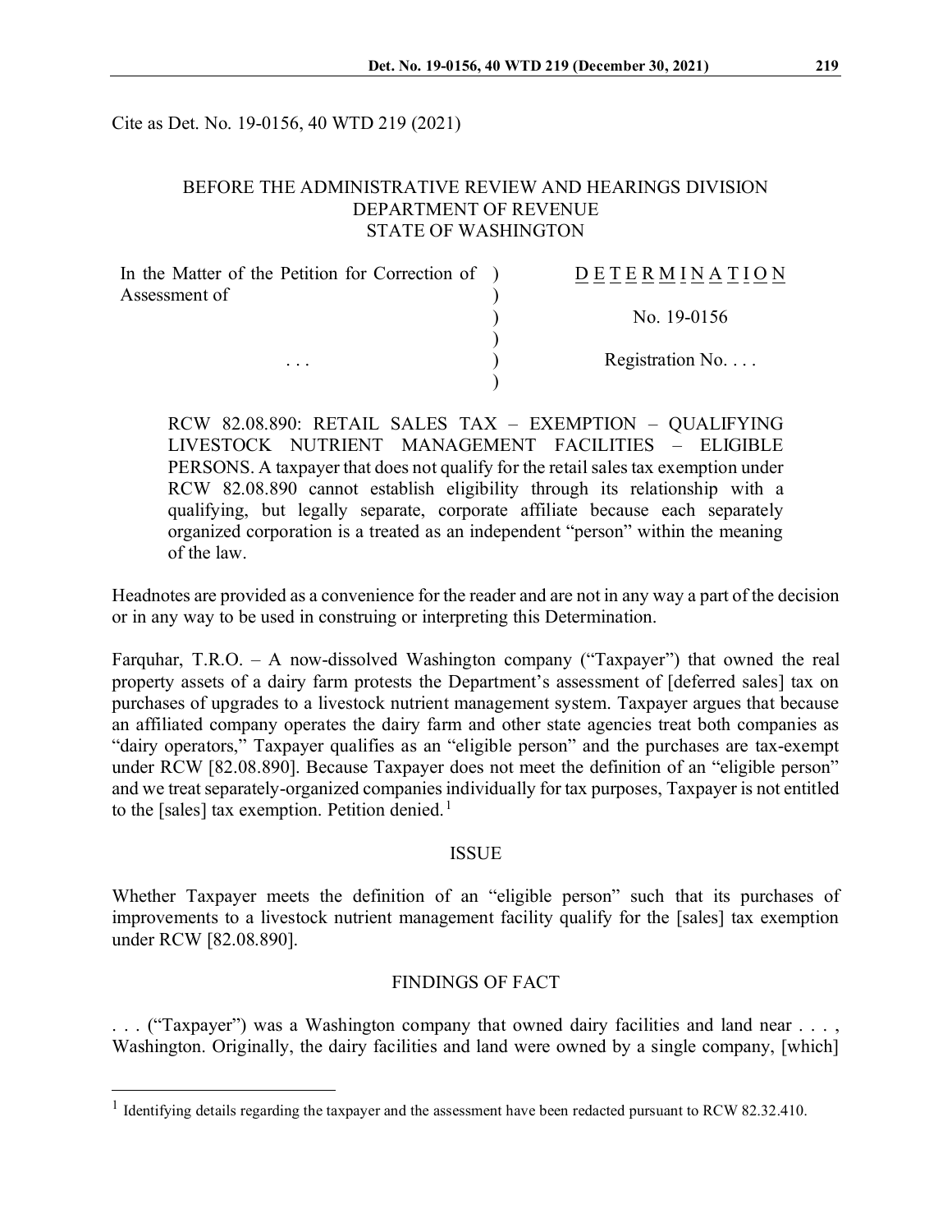Cite as Det. No. 19-0156, 40 WTD 219 (2021)

BEFORE THE ADMINISTRATIVE REVIEW AND HEARINGS DIVISION
DEPARTMENT OF REVENUE
STATE OF WASHINGTON

| | |
|---|---|
| In the Matter of the Petition for Correction of Assessment of | DETERMINATION |
| | No. 19-0156 |
| . . . | Registration No. . . . |

RCW 82.08.890: RETAIL SALES TAX – EXEMPTION – QUALIFYING LIVESTOCK NUTRIENT MANAGEMENT FACILITIES – ELIGIBLE PERSONS. A taxpayer that does not qualify for the retail sales tax exemption under RCW 82.08.890 cannot establish eligibility through its relationship with a qualifying, but legally separate, corporate affiliate because each separately organized corporation is a treated as an independent "person" within the meaning of the law.

Headnotes are provided as a convenience for the reader and are not in any way a part of the decision or in any way to be used in construing or interpreting this Determination.

Farquhar, T.R.O. – A now-dissolved Washington company ("Taxpayer") that owned the real property assets of a dairy farm protests the Department's assessment of [deferred sales] tax on purchases of upgrades to a livestock nutrient management system. Taxpayer argues that because an affiliated company operates the dairy farm and other state agencies treat both companies as "dairy operators," Taxpayer qualifies as an "eligible person" and the purchases are tax-exempt under RCW [82.08.890]. Because Taxpayer does not meet the definition of an "eligible person" and we treat separately-organized companies individually for tax purposes, Taxpayer is not entitled to the [sales] tax exemption. Petition denied.[1]

## ISSUE

Whether Taxpayer meets the definition of an "eligible person" such that its purchases of improvements to a livestock nutrient management facility qualify for the [sales] tax exemption under RCW [82.08.890].

## FINDINGS OF FACT

. . . ("Taxpayer") was a Washington company that owned dairy facilities and land near . . . , Washington. Originally, the dairy facilities and land were owned by a single company, [which]

[1] Identifying details regarding the taxpayer and the assessment have been redacted pursuant to RCW 82.32.410.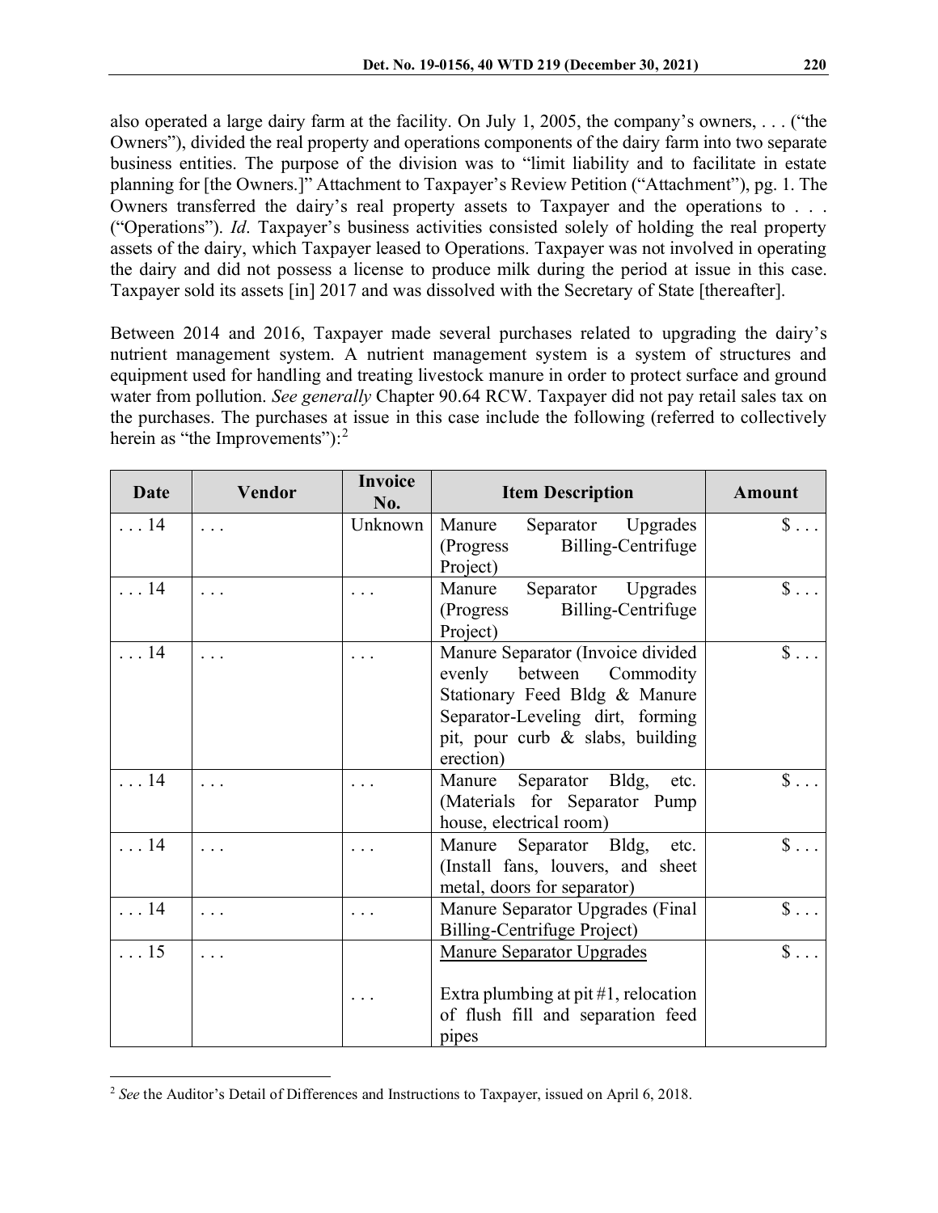also operated a large dairy farm at the facility. On July 1, 2005, the company's owners, . . . ("the Owners"), divided the real property and operations components of the dairy farm into two separate business entities. The purpose of the division was to "limit liability and to facilitate in estate planning for [the Owners.]" Attachment to Taxpayer's Review Petition ("Attachment"), pg. 1. The Owners transferred the dairy's real property assets to Taxpayer and the operations to . . . ("Operations"). *Id*. Taxpayer's business activities consisted solely of holding the real property assets of the dairy, which Taxpayer leased to Operations. Taxpayer was not involved in operating the dairy and did not possess a license to produce milk during the period at issue in this case. Taxpayer sold its assets [in] 2017 and was dissolved with the Secretary of State [thereafter].

Between 2014 and 2016, Taxpayer made several purchases related to upgrading the dairy's nutrient management system. A nutrient management system is a system of structures and equipment used for handling and treating livestock manure in order to protect surface and ground water from pollution. *See generally* Chapter 90.64 RCW. Taxpayer did not pay retail sales tax on the purchases. The purchases at issue in this case include the following (referred to collectively herein as "the Improvements"):[2]

| Date | Vendor | Invoice No. | Item Description | Amount |
|---|---|---|---|---|
| . . . 14 | . . . | Unknown | Manure Separator Upgrades (Progress Billing-Centrifuge Project) | $ . . . |
| . . . 14 | . . . | . . . | Manure Separator Upgrades (Progress Billing-Centrifuge Project) | $ . . . |
| . . . 14 | . . . | . . . | Manure Separator (Invoice divided evenly between Commodity Stationary Feed Bldg & Manure Separator-Leveling dirt, forming pit, pour curb & slabs, building erection) | $ . . . |
| . . . 14 | . . . | . . . | Manure Separator Bldg, etc. (Materials for Separator Pump house, electrical room) | $ . . . |
| . . . 14 | . . . | . . . | Manure Separator Bldg, etc. (Install fans, louvers, and sheet metal, doors for separator) | $ . . . |
| . . . 14 | . . . | . . . | Manure Separator Upgrades (Final Billing-Centrifuge Project) | $ . . . |
| . . . 15 | . . . | . . . | <u>Manure Separator Upgrades</u><br><br>Extra plumbing at pit #1, relocation of flush fill and separation feed pipes | $ . . . |

[2] *See* the Auditor's Detail of Differences and Instructions to Taxpayer, issued on April 6, 2018.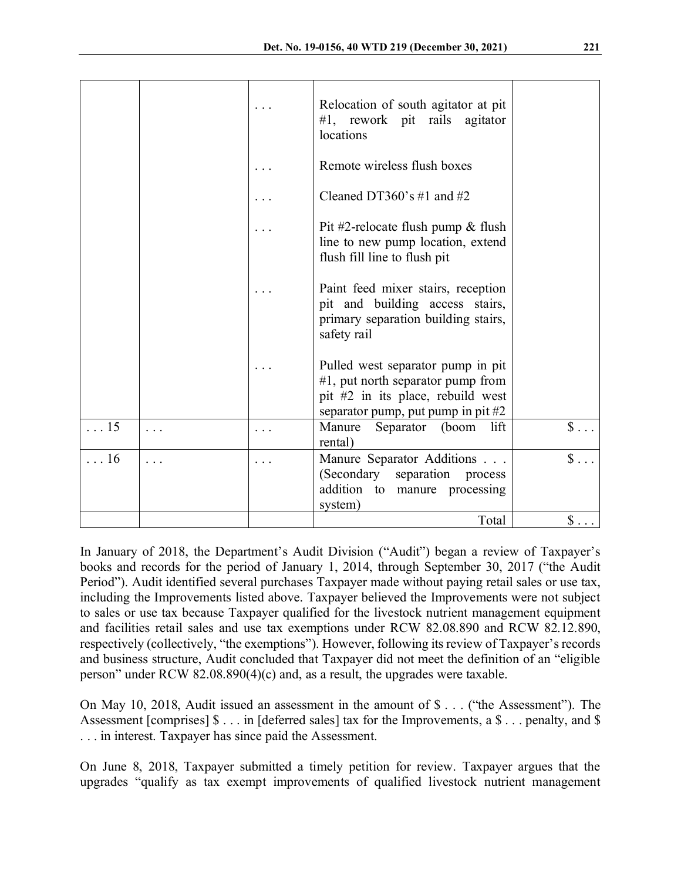| | | | | |
|---|---|---|---|---|
| | | . . . | Relocation of south agitator at pit #1, rework pit rails agitator locations | |
| | | . . . | Remote wireless flush boxes | |
| | | . . . | Cleaned DT360's #1 and #2 | |
| | | . . . | Pit #2-relocate flush pump & flush line to new pump location, extend flush fill line to flush pit | |
| | | . . . | Paint feed mixer stairs, reception pit and building access stairs, primary separation building stairs, safety rail | |
| | | . . . | Pulled west separator pump in pit #1, put north separator pump from pit #2 in its place, rebuild west separator pump, put pump in pit #2 | |
| . . . 15 | . . . | . . . | Manure Separator (boom lift rental) | $ . . . |
| . . . 16 | . . . | . . . | Manure Separator Additions . . . (Secondary separation process addition to manure processing system) | $ . . . |
| | | | Total | $ . . . |

In January of 2018, the Department's Audit Division ("Audit") began a review of Taxpayer's books and records for the period of January 1, 2014, through September 30, 2017 ("the Audit Period"). Audit identified several purchases Taxpayer made without paying retail sales or use tax, including the Improvements listed above. Taxpayer believed the Improvements were not subject to sales or use tax because Taxpayer qualified for the livestock nutrient management equipment and facilities retail sales and use tax exemptions under RCW 82.08.890 and RCW 82.12.890, respectively (collectively, "the exemptions"). However, following its review of Taxpayer's records and business structure, Audit concluded that Taxpayer did not meet the definition of an "eligible person" under RCW 82.08.890(4)(c) and, as a result, the upgrades were taxable.

On May 10, 2018, Audit issued an assessment in the amount of $ . . . ("the Assessment"). The Assessment [comprises] $ . . . in [deferred sales] tax for the Improvements, a $ . . . penalty, and $ . . . in interest. Taxpayer has since paid the Assessment.

On June 8, 2018, Taxpayer submitted a timely petition for review. Taxpayer argues that the upgrades "qualify as tax exempt improvements of qualified livestock nutrient management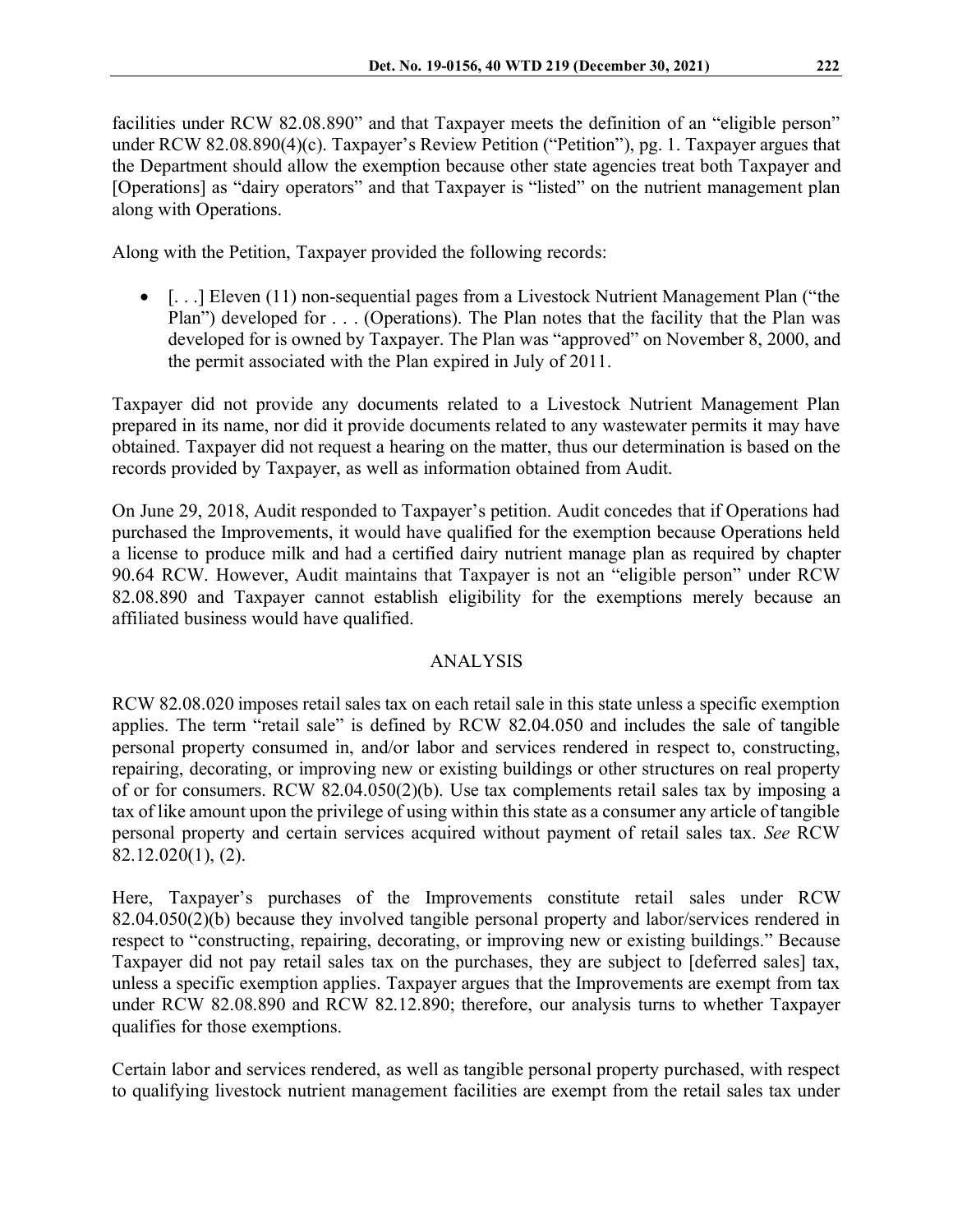facilities under RCW 82.08.890" and that Taxpayer meets the definition of an "eligible person" under RCW 82.08.890(4)(c). Taxpayer's Review Petition ("Petition"), pg. 1. Taxpayer argues that the Department should allow the exemption because other state agencies treat both Taxpayer and [Operations] as "dairy operators" and that Taxpayer is "listed" on the nutrient management plan along with Operations.

Along with the Petition, Taxpayer provided the following records:

- [. . .] Eleven (11) non-sequential pages from a Livestock Nutrient Management Plan ("the Plan") developed for . . . (Operations). The Plan notes that the facility that the Plan was developed for is owned by Taxpayer. The Plan was "approved" on November 8, 2000, and the permit associated with the Plan expired in July of 2011.

Taxpayer did not provide any documents related to a Livestock Nutrient Management Plan prepared in its name, nor did it provide documents related to any wastewater permits it may have obtained. Taxpayer did not request a hearing on the matter, thus our determination is based on the records provided by Taxpayer, as well as information obtained from Audit.

On June 29, 2018, Audit responded to Taxpayer's petition. Audit concedes that if Operations had purchased the Improvements, it would have qualified for the exemption because Operations held a license to produce milk and had a certified dairy nutrient manage plan as required by chapter 90.64 RCW. However, Audit maintains that Taxpayer is not an "eligible person" under RCW 82.08.890 and Taxpayer cannot establish eligibility for the exemptions merely because an affiliated business would have qualified.

## ANALYSIS

RCW 82.08.020 imposes retail sales tax on each retail sale in this state unless a specific exemption applies. The term "retail sale" is defined by RCW 82.04.050 and includes the sale of tangible personal property consumed in, and/or labor and services rendered in respect to, constructing, repairing, decorating, or improving new or existing buildings or other structures on real property of or for consumers. RCW 82.04.050(2)(b). Use tax complements retail sales tax by imposing a tax of like amount upon the privilege of using within this state as a consumer any article of tangible personal property and certain services acquired without payment of retail sales tax. *See* RCW 82.12.020(1), (2).

Here, Taxpayer's purchases of the Improvements constitute retail sales under RCW 82.04.050(2)(b) because they involved tangible personal property and labor/services rendered in respect to "constructing, repairing, decorating, or improving new or existing buildings." Because Taxpayer did not pay retail sales tax on the purchases, they are subject to [deferred sales] tax, unless a specific exemption applies. Taxpayer argues that the Improvements are exempt from tax under RCW 82.08.890 and RCW 82.12.890; therefore, our analysis turns to whether Taxpayer qualifies for those exemptions.

Certain labor and services rendered, as well as tangible personal property purchased, with respect to qualifying livestock nutrient management facilities are exempt from the retail sales tax under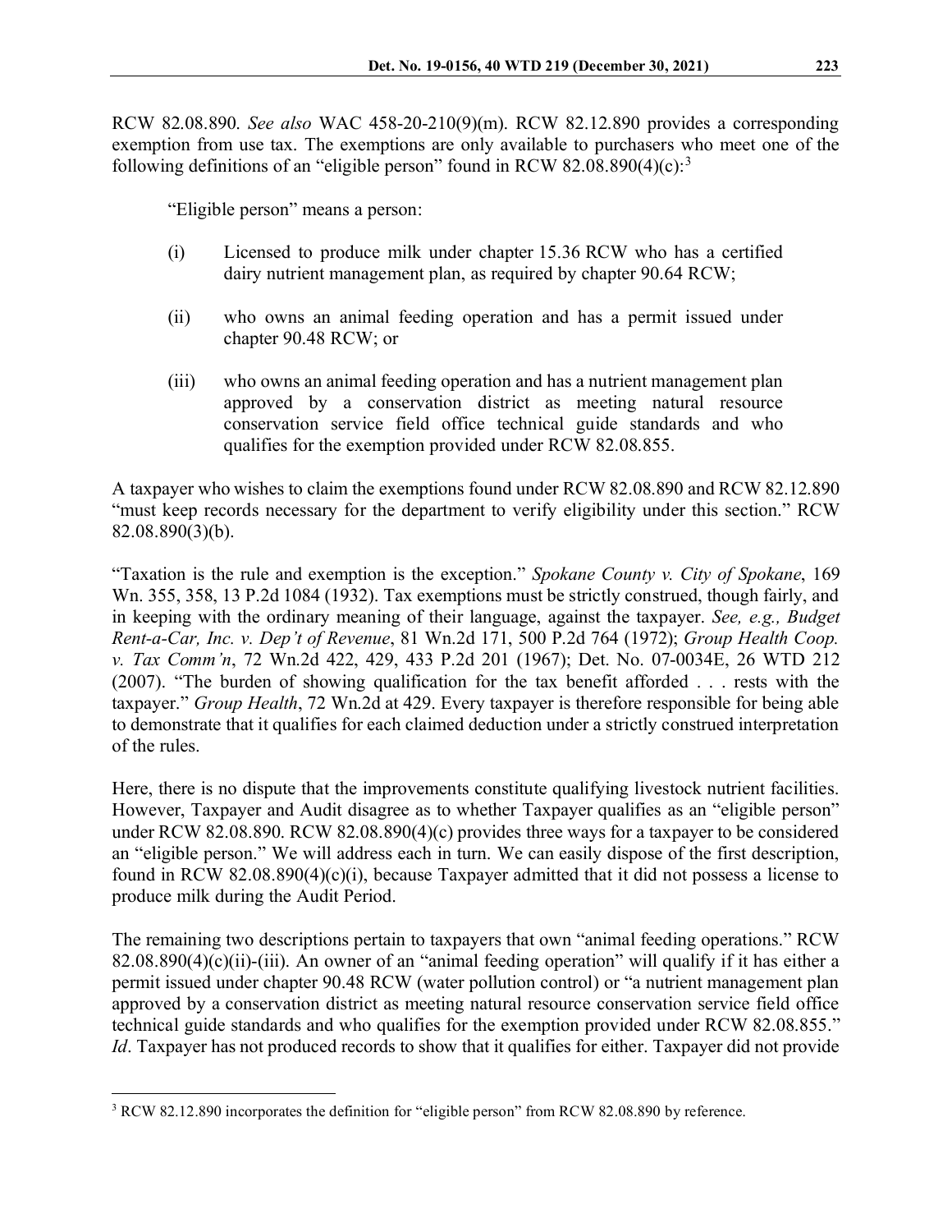RCW 82.08.890. *See also* WAC 458-20-210(9)(m). RCW 82.12.890 provides a corresponding exemption from use tax. The exemptions are only available to purchasers who meet one of the following definitions of an "eligible person" found in RCW 82.08.890(4)(c):[3]

> "Eligible person" means a person:
>
> (i) Licensed to produce milk under chapter 15.36 RCW who has a certified dairy nutrient management plan, as required by chapter 90.64 RCW;
>
> (ii) who owns an animal feeding operation and has a permit issued under chapter 90.48 RCW; or
>
> (iii) who owns an animal feeding operation and has a nutrient management plan approved by a conservation district as meeting natural resource conservation service field office technical guide standards and who qualifies for the exemption provided under RCW 82.08.855.

A taxpayer who wishes to claim the exemptions found under RCW 82.08.890 and RCW 82.12.890 "must keep records necessary for the department to verify eligibility under this section." RCW 82.08.890(3)(b).

"Taxation is the rule and exemption is the exception." *Spokane County v. City of Spokane*, 169 Wn. 355, 358, 13 P.2d 1084 (1932). Tax exemptions must be strictly construed, though fairly, and in keeping with the ordinary meaning of their language, against the taxpayer. *See, e.g., Budget Rent-a-Car, Inc. v. Dep't of Revenue*, 81 Wn.2d 171, 500 P.2d 764 (1972); *Group Health Coop. v. Tax Comm'n*, 72 Wn.2d 422, 429, 433 P.2d 201 (1967); Det. No. 07-0034E, 26 WTD 212 (2007). "The burden of showing qualification for the tax benefit afforded . . . rests with the taxpayer." *Group Health*, 72 Wn.2d at 429. Every taxpayer is therefore responsible for being able to demonstrate that it qualifies for each claimed deduction under a strictly construed interpretation of the rules.

Here, there is no dispute that the improvements constitute qualifying livestock nutrient facilities. However, Taxpayer and Audit disagree as to whether Taxpayer qualifies as an "eligible person" under RCW 82.08.890. RCW 82.08.890(4)(c) provides three ways for a taxpayer to be considered an "eligible person." We will address each in turn. We can easily dispose of the first description, found in RCW 82.08.890(4)(c)(i), because Taxpayer admitted that it did not possess a license to produce milk during the Audit Period.

The remaining two descriptions pertain to taxpayers that own "animal feeding operations." RCW 82.08.890(4)(c)(ii)-(iii). An owner of an "animal feeding operation" will qualify if it has either a permit issued under chapter 90.48 RCW (water pollution control) or "a nutrient management plan approved by a conservation district as meeting natural resource conservation service field office technical guide standards and who qualifies for the exemption provided under RCW 82.08.855." *Id*. Taxpayer has not produced records to show that it qualifies for either. Taxpayer did not provide

---

[3] RCW 82.12.890 incorporates the definition for "eligible person" from RCW 82.08.890 by reference.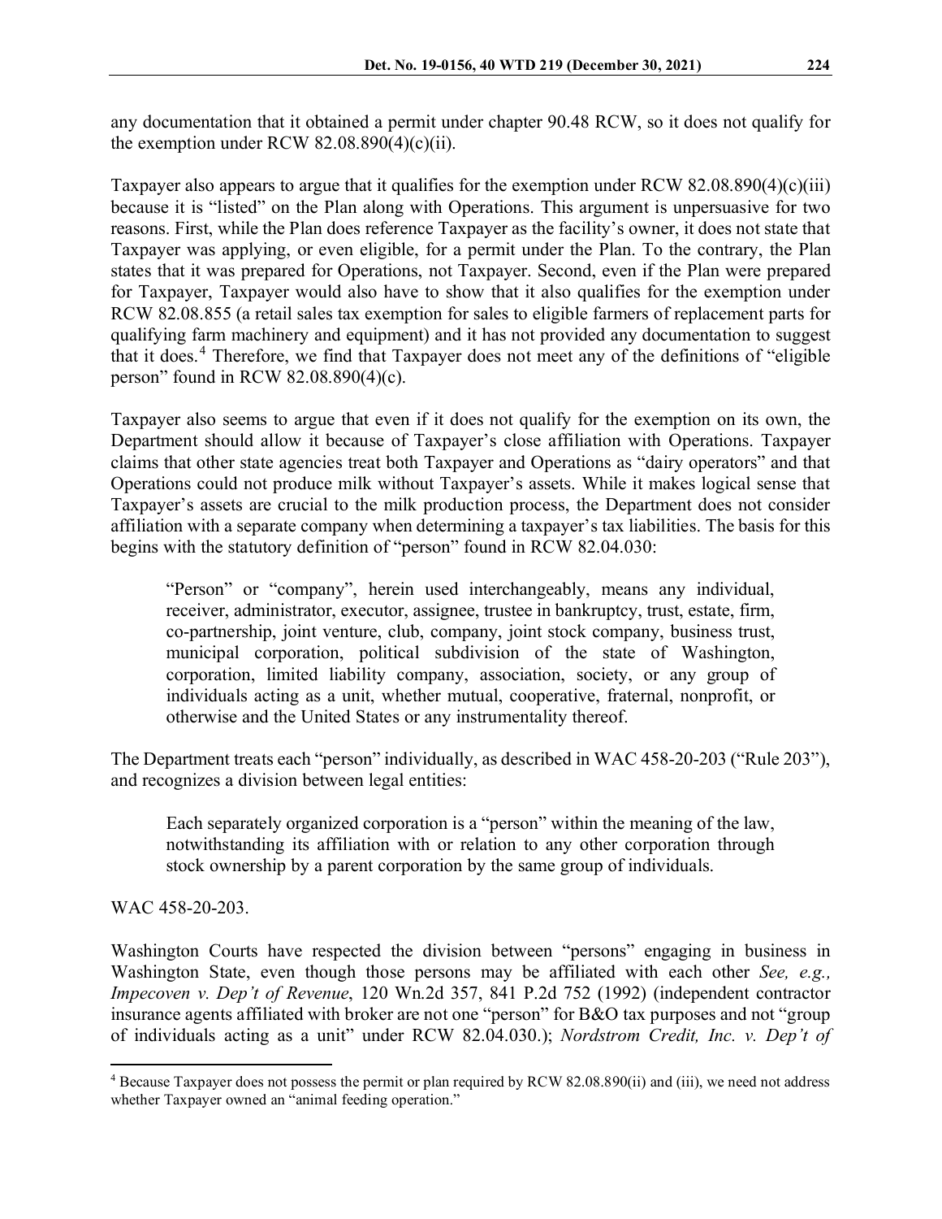any documentation that it obtained a permit under chapter 90.48 RCW, so it does not qualify for the exemption under RCW 82.08.890(4)(c)(ii).

Taxpayer also appears to argue that it qualifies for the exemption under RCW 82.08.890(4)(c)(iii) because it is "listed" on the Plan along with Operations. This argument is unpersuasive for two reasons. First, while the Plan does reference Taxpayer as the facility's owner, it does not state that Taxpayer was applying, or even eligible, for a permit under the Plan. To the contrary, the Plan states that it was prepared for Operations, not Taxpayer. Second, even if the Plan were prepared for Taxpayer, Taxpayer would also have to show that it also qualifies for the exemption under RCW 82.08.855 (a retail sales tax exemption for sales to eligible farmers of replacement parts for qualifying farm machinery and equipment) and it has not provided any documentation to suggest that it does.[4] Therefore, we find that Taxpayer does not meet any of the definitions of "eligible person" found in RCW 82.08.890(4)(c).

Taxpayer also seems to argue that even if it does not qualify for the exemption on its own, the Department should allow it because of Taxpayer's close affiliation with Operations. Taxpayer claims that other state agencies treat both Taxpayer and Operations as "dairy operators" and that Operations could not produce milk without Taxpayer's assets. While it makes logical sense that Taxpayer's assets are crucial to the milk production process, the Department does not consider affiliation with a separate company when determining a taxpayer's tax liabilities. The basis for this begins with the statutory definition of "person" found in RCW 82.04.030:

> "Person" or "company", herein used interchangeably, means any individual, receiver, administrator, executor, assignee, trustee in bankruptcy, trust, estate, firm, co-partnership, joint venture, club, company, joint stock company, business trust, municipal corporation, political subdivision of the state of Washington, corporation, limited liability company, association, society, or any group of individuals acting as a unit, whether mutual, cooperative, fraternal, nonprofit, or otherwise and the United States or any instrumentality thereof.

The Department treats each "person" individually, as described in WAC 458-20-203 ("Rule 203"), and recognizes a division between legal entities:

> Each separately organized corporation is a "person" within the meaning of the law, notwithstanding its affiliation with or relation to any other corporation through stock ownership by a parent corporation by the same group of individuals.

WAC 458-20-203.

Washington Courts have respected the division between "persons" engaging in business in Washington State, even though those persons may be affiliated with each other *See, e.g., Impecoven v. Dep't of Revenue*, 120 Wn.2d 357, 841 P.2d 752 (1992) (independent contractor insurance agents affiliated with broker are not one "person" for B&O tax purposes and not "group of individuals acting as a unit" under RCW 82.04.030.); *Nordstrom Credit, Inc. v. Dep't of*

---

[4] Because Taxpayer does not possess the permit or plan required by RCW 82.08.890(ii) and (iii), we need not address whether Taxpayer owned an "animal feeding operation."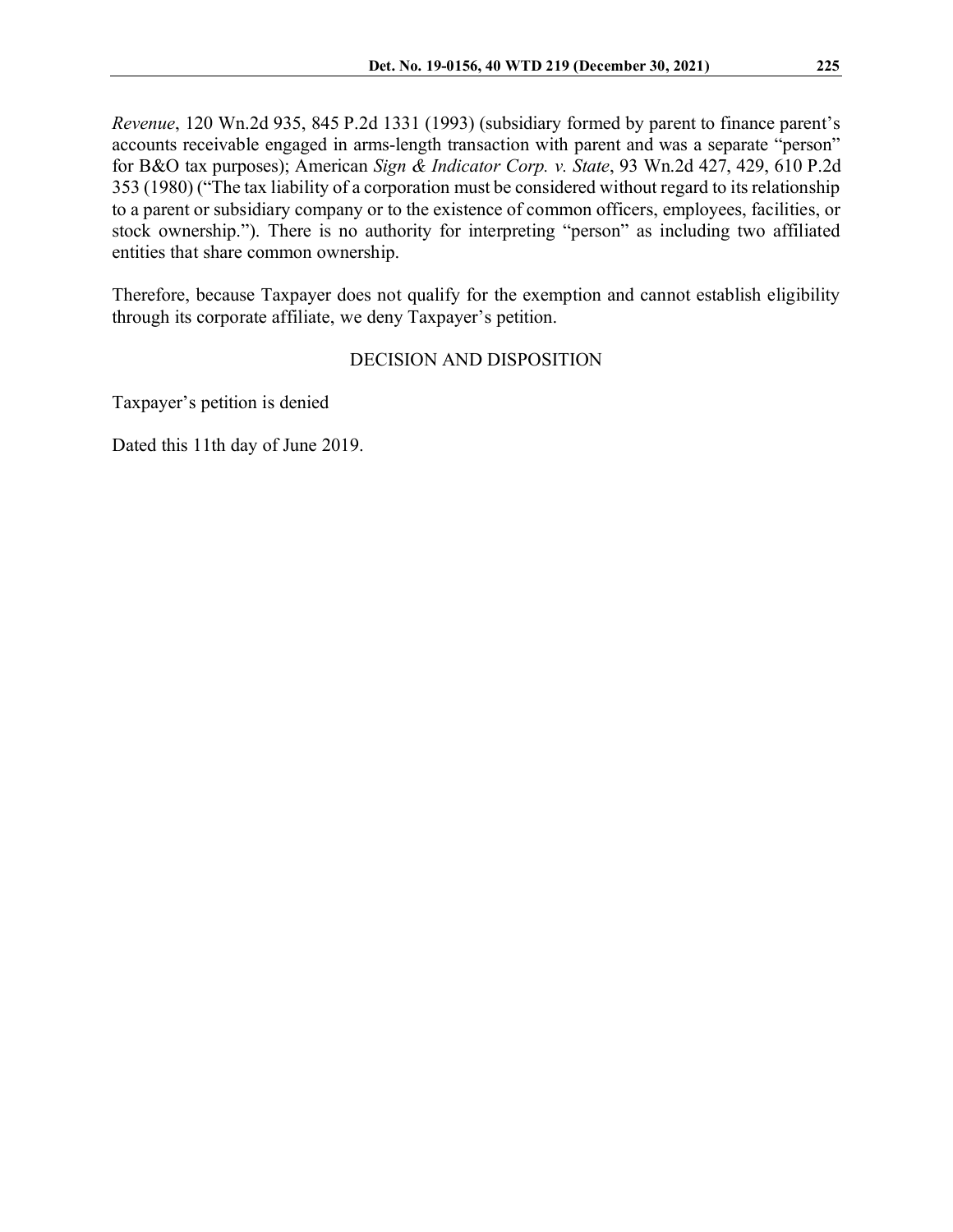*Revenue*, 120 Wn.2d 935, 845 P.2d 1331 (1993) (subsidiary formed by parent to finance parent's accounts receivable engaged in arms-length transaction with parent and was a separate "person" for B&O tax purposes); American *Sign & Indicator Corp. v. State*, 93 Wn.2d 427, 429, 610 P.2d 353 (1980) ("The tax liability of a corporation must be considered without regard to its relationship to a parent or subsidiary company or to the existence of common officers, employees, facilities, or stock ownership."). There is no authority for interpreting "person" as including two affiliated entities that share common ownership.

Therefore, because Taxpayer does not qualify for the exemption and cannot establish eligibility through its corporate affiliate, we deny Taxpayer's petition.

## DECISION AND DISPOSITION

Taxpayer's petition is denied

Dated this 11th day of June 2019.